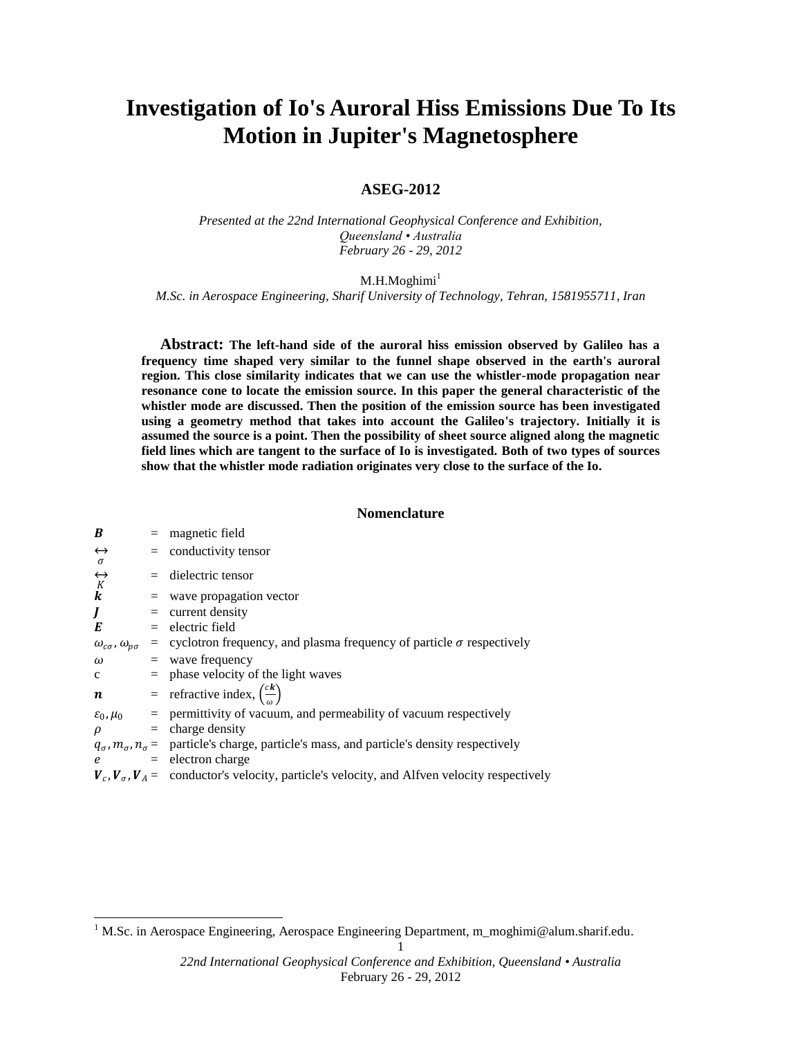# Investigation of Io's Auroral Hiss Emissions Due To Its Motion in Jupiter's Magnetosphere

**ASEG-2012**

*Presented at the 22nd International Geophysical Conference and Exhibition,*
*Queensland • Australia*
*February 26 - 29, 2012*

M.H.Moghimi[1]
*M.Sc. in Aerospace Engineering, Sharif University of Technology, Tehran, 1581955711, Iran*

**Abstract: The left-hand side of the auroral hiss emission observed by Galileo has a frequency time shaped very similar to the funnel shape observed in the earth's auroral region. This close similarity indicates that we can use the whistler-mode propagation near resonance cone to locate the emission source. In this paper the general characteristic of the whistler mode are discussed. Then the position of the emission source has been investigated using a geometry method that takes into account the Galileo's trajectory. Initially it is assumed the source is a point. Then the possibility of sheet source aligned along the magnetic field lines which are tangent to the surface of Io is investigated. Both of two types of sources show that the whistler mode radiation originates very close to the surface of the Io.**

## Nomenclature

| | | |
|---|---|---|
| $\boldsymbol{B}$ | = | magnetic field |
| $\overleftrightarrow{\sigma}$ | = | conductivity tensor |
| $\overleftrightarrow{K}$ | = | dielectric tensor |
| $\boldsymbol{k}$ | = | wave propagation vector |
| $\boldsymbol{J}$ | = | current density |
| $\boldsymbol{E}$ | = | electric field |
| $\omega_{c\sigma}, \omega_{p\sigma}$ | = | cyclotron frequency, and plasma frequency of particle $\sigma$ respectively |
| $\omega$ | = | wave frequency |
| c | = | phase velocity of the light waves |
| $\boldsymbol{n}$ | = | refractive index, $\left(\frac{c\boldsymbol{k}}{\omega}\right)$ |
| $\varepsilon_0, \mu_0$ | = | permittivity of vacuum, and permeability of vacuum respectively |
| $\rho$ | = | charge density |
| $q_\sigma, m_\sigma, n_\sigma$ | = | particle's charge, particle's mass, and particle's density respectively |
| $e$ | = | electron charge |
| $\boldsymbol{V}_c, \boldsymbol{V}_\sigma, \boldsymbol{V}_A$ | = | conductor's velocity, particle's velocity, and Alfven velocity respectively |

[1] M.Sc. in Aerospace Engineering, Aerospace Engineering Department, m_moghimi@alum.sharif.edu.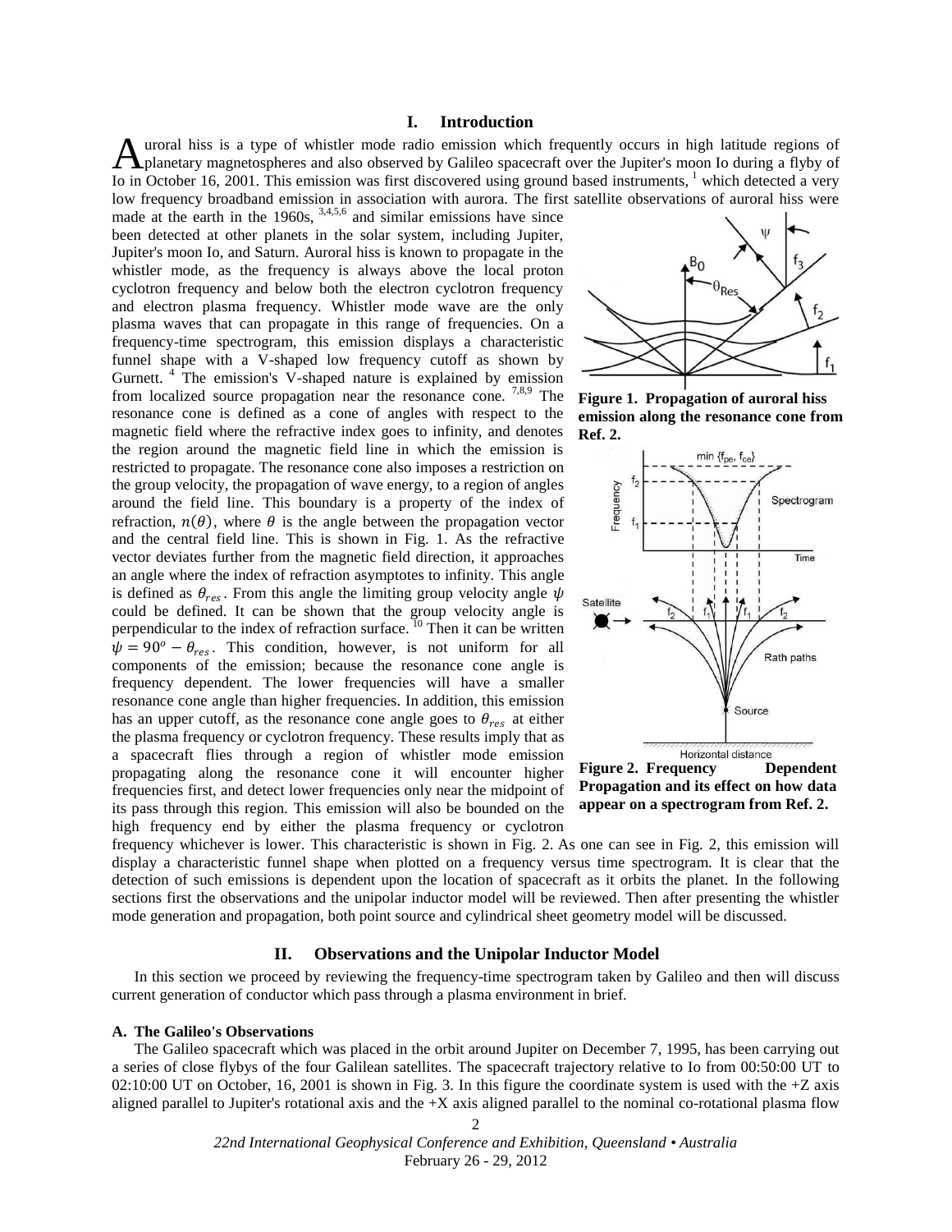## I. Introduction

Auroral hiss is a type of whistler mode radio emission which frequently occurs in high latitude regions of planetary magnetospheres and also observed by Galileo spacecraft over the Jupiter's moon Io during a flyby of Io in October 16, 2001. This emission was first discovered using ground based instruments, [1] which detected a very low frequency broadband emission in association with aurora. The first satellite observations of auroral hiss were made at the earth in the 1960s, [3,4,5,6] and similar emissions have since been detected at other planets in the solar system, including Jupiter, Jupiter's moon Io, and Saturn. Auroral hiss is known to propagate in the whistler mode, as the frequency is always above the local proton cyclotron frequency and below both the electron cyclotron frequency and electron plasma frequency. Whistler mode wave are the only plasma waves that can propagate in this range of frequencies. On a frequency-time spectrogram, this emission displays a characteristic funnel shape with a V-shaped low frequency cutoff as shown by Gurnett. [4] The emission's V-shaped nature is explained by emission from localized source propagation near the resonance cone. [7,8,9] The resonance cone is defined as a cone of angles with respect to the magnetic field where the refractive index goes to infinity, and denotes the region around the magnetic field line in which the emission is restricted to propagate. The resonance cone also imposes a restriction on the group velocity, the propagation of wave energy, to a region of angles around the field line. This boundary is a property of the index of refraction, $n(\theta)$, where $\theta$ is the angle between the propagation vector and the central field line. This is shown in Fig. 1. As the refractive vector deviates further from the magnetic field direction, it approaches an angle where the index of refraction asymptotes to infinity. This angle is defined as $\theta_{res}$. From this angle the limiting group velocity angle $\psi$ could be defined. It can be shown that the group velocity angle is perpendicular to the index of refraction surface. [10] Then it can be written $\psi = 90^o - \theta_{res}$. This condition, however, is not uniform for all components of the emission; because the resonance cone angle is frequency dependent. The lower frequencies will have a smaller resonance cone angle than higher frequencies. In addition, this emission has an upper cutoff, as the resonance cone angle goes to $\theta_{res}$ at either the plasma frequency or cyclotron frequency. These results imply that as a spacecraft flies through a region of whistler mode emission propagating along the resonance cone it will encounter higher frequencies first, and detect lower frequencies only near the midpoint of its pass through this region. This emission will also be bounded on the high frequency end by either the plasma frequency or cyclotron frequency whichever is lower. This characteristic is shown in Fig. 2. As one can see in Fig. 2, this emission will display a characteristic funnel shape when plotted on a frequency versus time spectrogram. It is clear that the detection of such emissions is dependent upon the location of spacecraft as it orbits the planet. In the following sections first the observations and the unipolar inductor model will be reviewed. Then after presenting the whistler mode generation and propagation, both point source and cylindrical sheet geometry model will be discussed.

**Figure 1. Propagation of auroral hiss emission along the resonance cone from Ref. 2.**

**Figure 2. Frequency Dependent Propagation and its effect on how data appear on a spectrogram from Ref. 2.**

## II. Observations and the Unipolar Inductor Model

In this section we proceed by reviewing the frequency-time spectrogram taken by Galileo and then will discuss current generation of conductor which pass through a plasma environment in brief.

### A. The Galileo's Observations

The Galileo spacecraft which was placed in the orbit around Jupiter on December 7, 1995, has been carrying out a series of close flybys of the four Galilean satellites. The spacecraft trajectory relative to Io from 00:50:00 UT to 02:10:00 UT on October, 16, 2001 is shown in Fig. 3. In this figure the coordinate system is used with the +Z axis aligned parallel to Jupiter's rotational axis and the +X axis aligned parallel to the nominal co-rotational plasma flow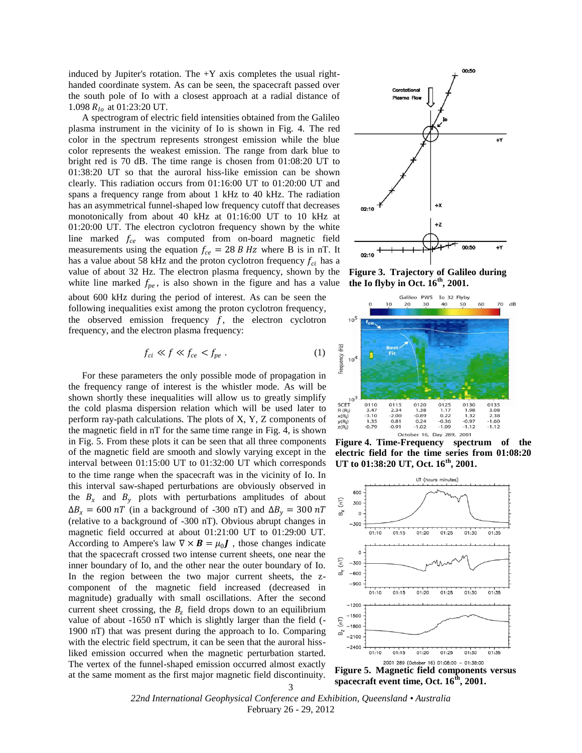induced by Jupiter's rotation. The +Y axis completes the usual right-handed coordinate system. As can be seen, the spacecraft passed over the south pole of Io with a closest approach at a radial distance of 1.098 $R_{Io}$ at 01:23:20 UT.

A spectrogram of electric field intensities obtained from the Galileo plasma instrument in the vicinity of Io is shown in Fig. 4. The red color in the spectrum represents strongest emission while the blue color represents the weakest emission. The range from dark blue to bright red is 70 dB. The time range is chosen from 01:08:20 UT to 01:38:20 UT so that the auroral hiss-like emission can be shown clearly. This radiation occurs from 01:16:00 UT to 01:20:00 UT and spans a frequency range from about 1 kHz to 40 kHz. The radiation has an asymmetrical funnel-shaped low frequency cutoff that decreases monotonically from about 40 kHz at 01:16:00 UT to 10 kHz at 01:20:00 UT. The electron cyclotron frequency shown by the white line marked $f_{ce}$ was computed from on-board magnetic field measurements using the equation $f_{ce} = 28\,B\;Hz$ where B is in nT. It has a value about 58 kHz and the proton cyclotron frequency $f_{ci}$ has a value of about 32 Hz. The electron plasma frequency, shown by the white line marked $f_{pe}$, is also shown in the figure and has a value about 600 kHz during the period of interest. As can be seen the following inequalities exist among the proton cyclotron frequency, the observed emission frequency $f$, the electron cyclotron frequency, and the electron plasma frequency:

$$f_{ci} \ll f \ll f_{ce} < f_{pe}\;. \tag{1}$$

For these parameters the only possible mode of propagation in the frequency range of interest is the whistler mode. As will be shown shortly these inequalities will allow us to greatly simplify the cold plasma dispersion relation which will be used later to perform ray-path calculations. The plots of X, Y, Z components of the magnetic field in nT for the same time range in Fig. 4, is shown in Fig. 5. From these plots it can be seen that all three components of the magnetic field are smooth and slowly varying except in the interval between 01:15:00 UT to 01:32:00 UT which corresponds to the time range when the spacecraft was in the vicinity of Io. In this interval saw-shaped perturbations are obviously observed in the $B_x$ and $B_y$ plots with perturbations amplitudes of about $\Delta B_x = 600\;nT$ (in a background of -300 nT) and $\Delta B_y = 300\;nT$ (relative to a background of -300 nT). Obvious abrupt changes in magnetic field occurred at about 01:21:00 UT to 01:29:00 UT. According to Ampere's law $\nabla \times \boldsymbol{B} = \mu_0 \boldsymbol{J}$ , those changes indicate that the spacecraft crossed two intense current sheets, one near the inner boundary of Io, and the other near the outer boundary of Io. In the region between the two major current sheets, the z-component of the magnetic field increased (decreased in magnitude) gradually with small oscillations. After the second current sheet crossing, the $B_z$ field drops down to an equilibrium value of about -1650 nT which is slightly larger than the field (-1900 nT) that was present during the approach to Io. Comparing with the electric field spectrum, it can be seen that the auroral hiss-liked emission occurred when the magnetic perturbation started. The vertex of the funnel-shaped emission occurred almost exactly at the same moment as the first major magnetic field discontinuity.

**Figure 3. Trajectory of Galileo during the Io flyby in Oct. 16th, 2001.**

**Figure 4. Time-Frequency spectrum of the electric field for the time series from 01:08:20 UT to 01:38:20 UT, Oct. 16th, 2001.**

**Figure 5. Magnetic field components versus spacecraft event time, Oct. 16th, 2001.**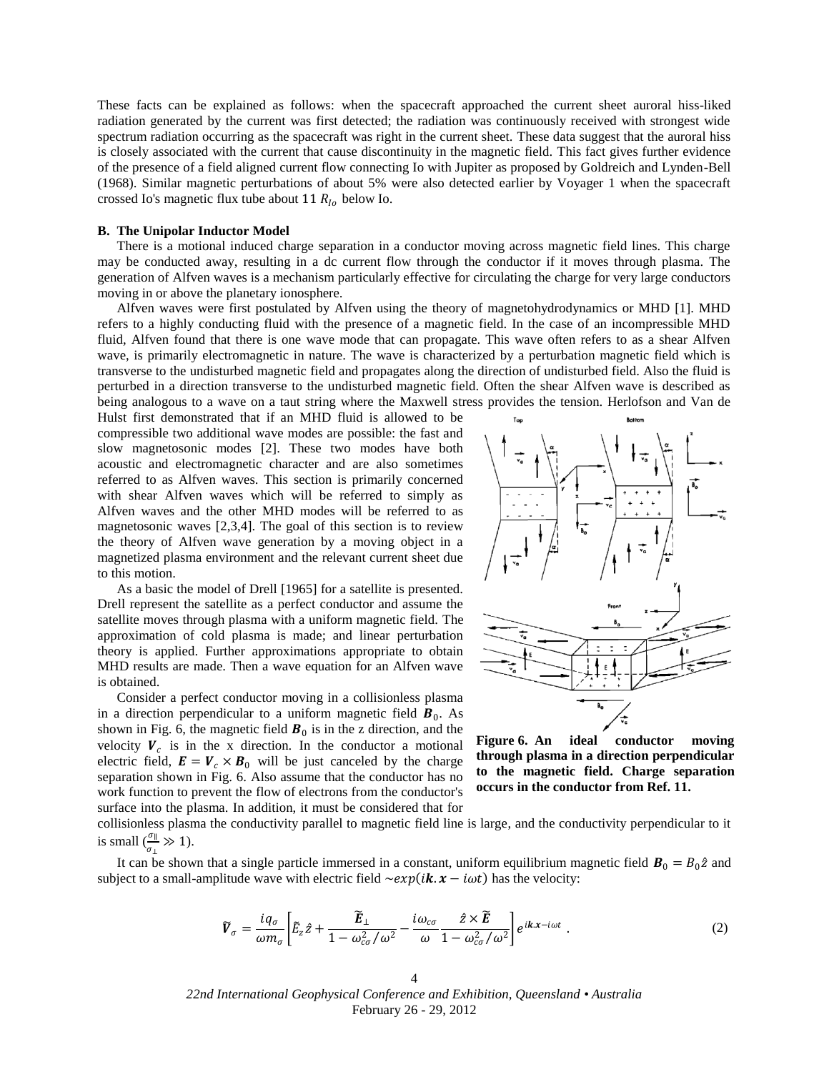These facts can be explained as follows: when the spacecraft approached the current sheet auroral hiss-liked radiation generated by the current was first detected; the radiation was continuously received with strongest wide spectrum radiation occurring as the spacecraft was right in the current sheet. These data suggest that the auroral hiss is closely associated with the current that cause discontinuity in the magnetic field. This fact gives further evidence of the presence of a field aligned current flow connecting Io with Jupiter as proposed by Goldreich and Lynden-Bell (1968). Similar magnetic perturbations of about 5% were also detected earlier by Voyager 1 when the spacecraft crossed Io's magnetic flux tube about 11 $R_{Io}$ below Io.

### B. The Unipolar Inductor Model

There is a motional induced charge separation in a conductor moving across magnetic field lines. This charge may be conducted away, resulting in a dc current flow through the conductor if it moves through plasma. The generation of Alfven waves is a mechanism particularly effective for circulating the charge for very large conductors moving in or above the planetary ionosphere.

Alfven waves were first postulated by Alfven using the theory of magnetohydrodynamics or MHD [1]. MHD refers to a highly conducting fluid with the presence of a magnetic field. In the case of an incompressible MHD fluid, Alfven found that there is one wave mode that can propagate. This wave often refers to as a shear Alfven wave, is primarily electromagnetic in nature. The wave is characterized by a perturbation magnetic field which is transverse to the undisturbed magnetic field and propagates along the direction of undisturbed field. Also the fluid is perturbed in a direction transverse to the undisturbed magnetic field. Often the shear Alfven wave is described as being analogous to a wave on a taut string where the Maxwell stress provides the tension. Herlofson and Van de Hulst first demonstrated that if an MHD fluid is allowed to be compressible two additional wave modes are possible: the fast and slow magnetosonic modes [2]. These two modes have both acoustic and electromagnetic character and are also sometimes referred to as Alfven waves. This section is primarily concerned with shear Alfven waves which will be referred to simply as Alfven waves and the other MHD modes will be referred to as magnetosonic waves [2,3,4]. The goal of this section is to review the theory of Alfven wave generation by a moving object in a magnetized plasma environment and the relevant current sheet due to this motion.

As a basic the model of Drell [1965] for a satellite is presented. Drell represent the satellite as a perfect conductor and assume the satellite moves through plasma with a uniform magnetic field. The approximation of cold plasma is made; and linear perturbation theory is applied. Further approximations appropriate to obtain MHD results are made. Then a wave equation for an Alfven wave is obtained.

Consider a perfect conductor moving in a collisionless plasma in a direction perpendicular to a uniform magnetic field $\boldsymbol{B}_0$. As shown in Fig. 6, the magnetic field $\boldsymbol{B}_0$ is in the z direction, and the velocity $\boldsymbol{V}_c$ is in the x direction. In the conductor a motional electric field, $\boldsymbol{E} = \boldsymbol{V}_c \times \boldsymbol{B}_0$ will be just canceled by the charge separation shown in Fig. 6. Also assume that the conductor has no work function to prevent the flow of electrons from the conductor's surface into the plasma. In addition, it must be considered that for collisionless plasma the conductivity parallel to magnetic field line is large, and the conductivity perpendicular to it is small ($\frac{\sigma_\parallel}{\sigma_\perp} \gg 1$).

**Figure 6. An ideal conductor moving through plasma in a direction perpendicular to the magnetic field. Charge separation occurs in the conductor from Ref. 11.**

It can be shown that a single particle immersed in a constant, uniform equilibrium magnetic field $\boldsymbol{B}_0 = B_0\hat{z}$ and subject to a small-amplitude wave with electric field $\sim exp(i\boldsymbol{k}.\boldsymbol{x} - i\omega t)$ has the velocity:

$$\widetilde{\boldsymbol{V}}_\sigma = \frac{iq_\sigma}{\omega m_\sigma}\left[\tilde{E}_z\hat{z} + \frac{\widetilde{\boldsymbol{E}}_\perp}{1-\omega_{c\sigma}^2/\omega^2} - \frac{i\omega_{c\sigma}}{\omega}\frac{\hat{z}\times\widetilde{\boldsymbol{E}}}{1-\omega_{c\sigma}^2/\omega^2}\right]e^{i\boldsymbol{k}.\boldsymbol{x}-i\omega t} \ . \tag{2}$$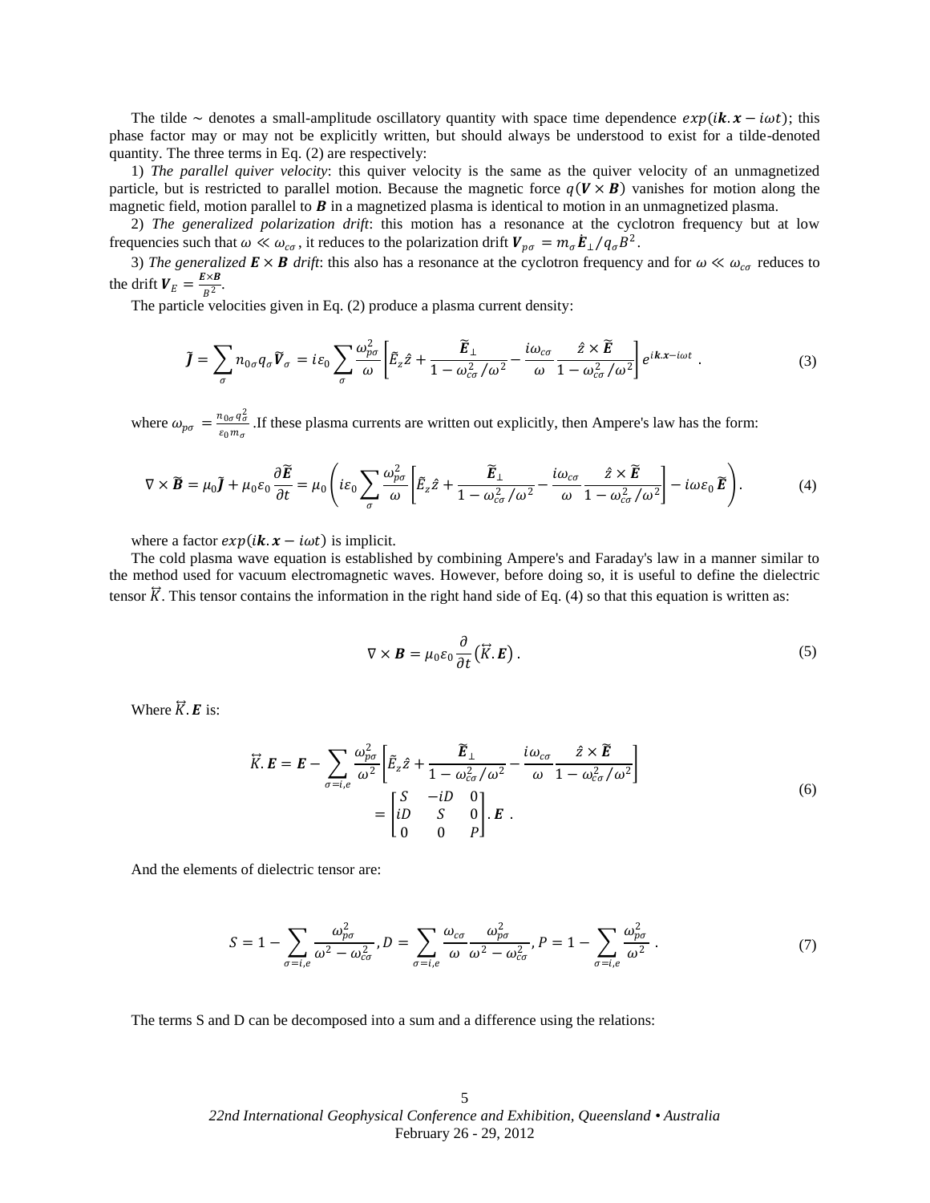The tilde $\sim$ denotes a small-amplitude oscillatory quantity with space time dependence $exp(i\boldsymbol{k}.\boldsymbol{x} - i\omega t)$; this phase factor may or may not be explicitly written, but should always be understood to exist for a tilde-denoted quantity. The three terms in Eq. (2) are respectively:

1) *The parallel quiver velocity*: this quiver velocity is the same as the quiver velocity of an unmagnetized particle, but is restricted to parallel motion. Because the magnetic force $q(\boldsymbol{V} \times \boldsymbol{B})$ vanishes for motion along the magnetic field, motion parallel to $\boldsymbol{B}$ in a magnetized plasma is identical to motion in an unmagnetized plasma.

2) *The generalized polarization drift*: this motion has a resonance at the cyclotron frequency but at low frequencies such that $\omega \ll \omega_{c\sigma}$, it reduces to the polarization drift $\boldsymbol{V}_{p\sigma} = m_\sigma \dot{\boldsymbol{E}}_\perp / q_\sigma B^2$.

3) *The generalized $\boldsymbol{E} \times \boldsymbol{B}$ drift*: this also has a resonance at the cyclotron frequency and for $\omega \ll \omega_{c\sigma}$ reduces to the drift $\boldsymbol{V}_E = \frac{\boldsymbol{E}\times\boldsymbol{B}}{B^2}$.

The particle velocities given in Eq. (2) produce a plasma current density:

$$\tilde{\boldsymbol{J}} = \sum_\sigma n_{0\sigma} q_\sigma \tilde{\boldsymbol{V}}_\sigma = i\varepsilon_0 \sum_\sigma \frac{\omega_{p\sigma}^2}{\omega}\left[\tilde{E}_z \hat{z} + \frac{\tilde{\boldsymbol{E}}_\perp}{1 - \omega_{c\sigma}^2/\omega^2} - \frac{i\omega_{c\sigma}}{\omega}\frac{\hat{z} \times \tilde{\boldsymbol{E}}}{1 - \omega_{c\sigma}^2/\omega^2}\right] e^{i\boldsymbol{k}.\boldsymbol{x} - i\omega t} . \tag{3}$$

where $\omega_{p\sigma} = \frac{n_{0\sigma} q_\sigma^2}{\varepsilon_0 m_\sigma}$ .If these plasma currents are written out explicitly, then Ampere's law has the form:

$$\nabla \times \tilde{\boldsymbol{B}} = \mu_0 \tilde{\boldsymbol{J}} + \mu_0 \varepsilon_0 \frac{\partial \tilde{\boldsymbol{E}}}{\partial t} = \mu_0 \left( i\varepsilon_0 \sum_\sigma \frac{\omega_{p\sigma}^2}{\omega}\left[\tilde{E}_z \hat{z} + \frac{\tilde{\boldsymbol{E}}_\perp}{1 - \omega_{c\sigma}^2/\omega^2} - \frac{i\omega_{c\sigma}}{\omega}\frac{\hat{z} \times \tilde{\boldsymbol{E}}}{1 - \omega_{c\sigma}^2/\omega^2}\right] - i\omega\varepsilon_0 \tilde{\boldsymbol{E}} \right). \tag{4}$$

where a factor $exp(i\boldsymbol{k}.\boldsymbol{x} - i\omega t)$ is implicit.

The cold plasma wave equation is established by combining Ampere's and Faraday's law in a manner similar to the method used for vacuum electromagnetic waves. However, before doing so, it is useful to define the dielectric tensor $\vec{K}$. This tensor contains the information in the right hand side of Eq. (4) so that this equation is written as:

$$\nabla \times \boldsymbol{B} = \mu_0 \varepsilon_0 \frac{\partial}{\partial t}\left(\vec{K}.\boldsymbol{E}\right). \tag{5}$$

Where $\vec{K}.\boldsymbol{E}$ is:

$$\begin{aligned} \vec{K}.\boldsymbol{E} = \boldsymbol{E} - \sum_{\sigma=i,e} \frac{\omega_{p\sigma}^2}{\omega^2}\left[\tilde{E}_z \hat{z} + \frac{\tilde{\boldsymbol{E}}_\perp}{1 - \omega_{c\sigma}^2/\omega^2} - \frac{i\omega_{c\sigma}}{\omega}\frac{\hat{z} \times \tilde{\boldsymbol{E}}}{1 - \omega_{c\sigma}^2/\omega^2}\right] \\ = \begin{bmatrix} S & -iD & 0 \\ iD & S & 0 \\ 0 & 0 & P \end{bmatrix}.\boldsymbol{E} \ . \end{aligned} \tag{6}$$

And the elements of dielectric tensor are:

$$S = 1 - \sum_{\sigma=i,e} \frac{\omega_{p\sigma}^2}{\omega^2 - \omega_{c\sigma}^2}, D = \sum_{\sigma=i,e} \frac{\omega_{c\sigma}}{\omega}\frac{\omega_{p\sigma}^2}{\omega^2 - \omega_{c\sigma}^2}, P = 1 - \sum_{\sigma=i,e} \frac{\omega_{p\sigma}^2}{\omega^2} . \tag{7}$$

The terms S and D can be decomposed into a sum and a difference using the relations: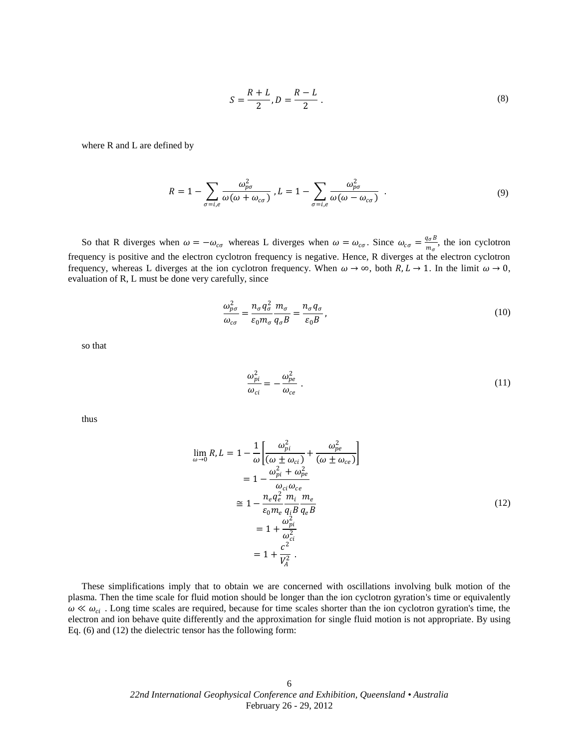$$S = \frac{R + L}{2}, D = \frac{R - L}{2} . \tag{8}$$

where R and L are defined by

$$R = 1 - \sum_{\sigma=i,e} \frac{\omega_{p\sigma}^2}{\omega(\omega + \omega_{c\sigma})} , L = 1 - \sum_{\sigma=i,e} \frac{\omega_{p\sigma}^2}{\omega(\omega - \omega_{c\sigma})} . \tag{9}$$

So that R diverges when $\omega = -\omega_{c\sigma}$ whereas L diverges when $\omega = \omega_{c\sigma}$. Since $\omega_{c\sigma} = \frac{q_\sigma B}{m_\sigma}$, the ion cyclotron frequency is positive and the electron cyclotron frequency is negative. Hence, R diverges at the electron cyclotron frequency, whereas L diverges at the ion cyclotron frequency. When $\omega \to \infty$, both $R, L \to 1$. In the limit $\omega \to 0$, evaluation of R, L must be done very carefully, since

$$\frac{\omega_{p\sigma}^2}{\omega_{c\sigma}} = \frac{n_\sigma q_\sigma^2}{\varepsilon_0 m_\sigma} \frac{m_\sigma}{q_\sigma B} = \frac{n_\sigma q_\sigma}{\varepsilon_0 B} , \tag{10}$$

so that

$$\frac{\omega_{pi}^2}{\omega_{ci}} = -\frac{\omega_{pe}^2}{\omega_{ce}} . \tag{11}$$

thus

$$\begin{aligned} \lim_{\omega \to 0} R, L &= 1 - \frac{1}{\omega} \left[ \frac{\omega_{pi}^2}{(\omega \pm \omega_{ci})} + \frac{\omega_{pe}^2}{(\omega \pm \omega_{ce})} \right] \\ &= 1 - \frac{\omega_{pi}^2 + \omega_{pe}^2}{\omega_{ci}\omega_{ce}} \\ &\cong 1 - \frac{n_e q_e^2}{\varepsilon_0 m_e} \frac{m_i}{q_i B} \frac{m_e}{q_e B} \\ &= 1 + \frac{\omega_{pi}^2}{\omega_{ci}^2} \\ &= 1 + \frac{c^2}{V_A^2} . \end{aligned} \tag{12}$$

These simplifications imply that to obtain we are concerned with oscillations involving bulk motion of the plasma. Then the time scale for fluid motion should be longer than the ion cyclotron gyration's time or equivalently $\omega \ll \omega_{ci}$ . Long time scales are required, because for time scales shorter than the ion cyclotron gyration's time, the electron and ion behave quite differently and the approximation for single fluid motion is not appropriate. By using Eq. (6) and (12) the dielectric tensor has the following form: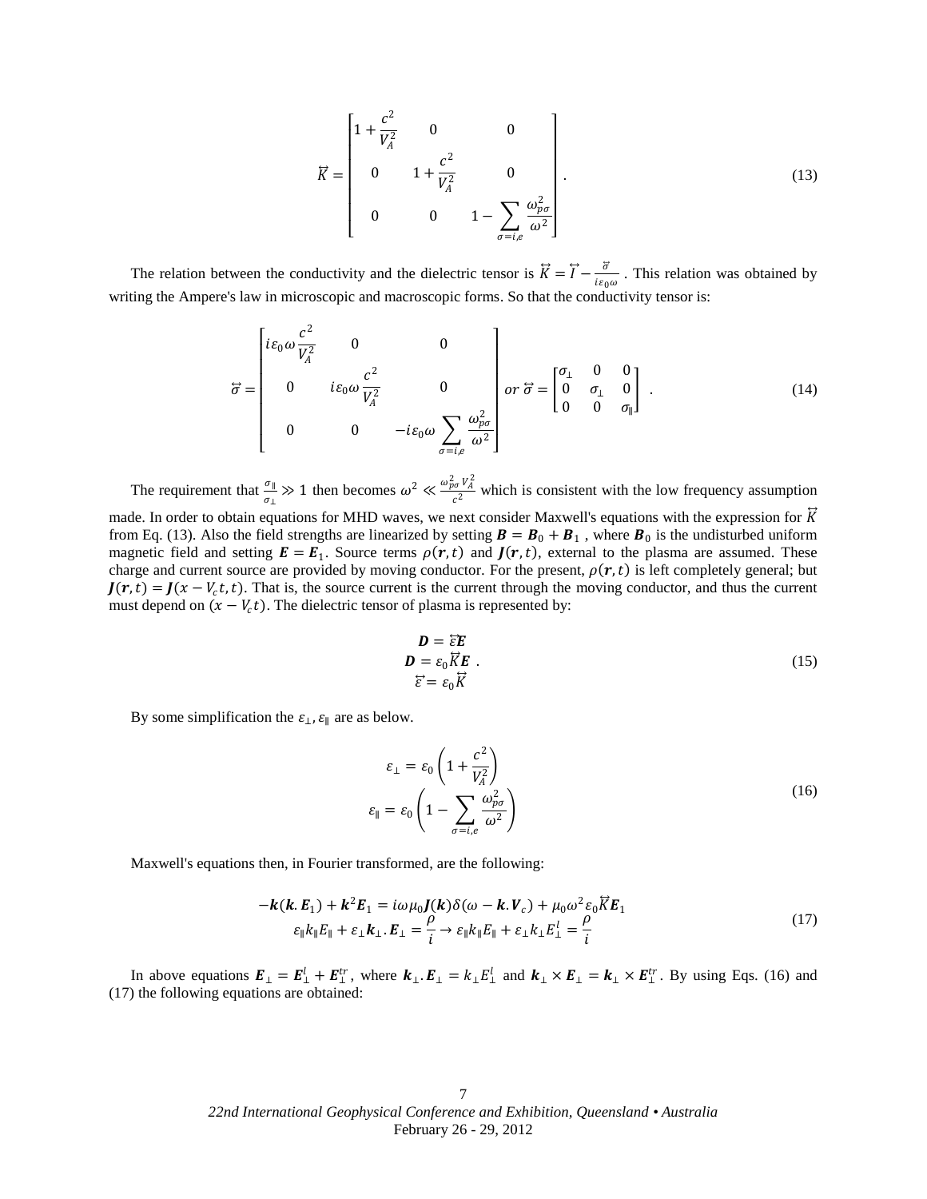$$\overleftrightarrow{K} = \begin{bmatrix} 1+\frac{c^2}{V_A^2} & 0 & 0 \\ 0 & 1+\frac{c^2}{V_A^2} & 0 \\ 0 & 0 & 1-\sum_{\sigma=i,e}\frac{\omega_{p\sigma}^2}{\omega^2} \end{bmatrix}. \tag{13}$$

The relation between the conductivity and the dielectric tensor is $\overleftrightarrow{K} = \overleftrightarrow{I} - \frac{\overleftrightarrow{\sigma}}{i\varepsilon_0\omega}$. This relation was obtained by writing the Ampere's law in microscopic and macroscopic forms. So that the conductivity tensor is:

$$\overleftrightarrow{\sigma} = \begin{bmatrix} i\varepsilon_0\omega\frac{c^2}{V_A^2} & 0 & 0 \\ 0 & i\varepsilon_0\omega\frac{c^2}{V_A^2} & 0 \\ 0 & 0 & -i\varepsilon_0\omega\sum_{\sigma=i,e}\frac{\omega_{p\sigma}^2}{\omega^2} \end{bmatrix} \; or \; \overleftrightarrow{\sigma} = \begin{bmatrix} \sigma_\perp & 0 & 0 \\ 0 & \sigma_\perp & 0 \\ 0 & 0 & \sigma_\parallel \end{bmatrix}. \tag{14}$$

The requirement that $\frac{\sigma_\parallel}{\sigma_\perp} \gg 1$ then becomes $\omega^2 \ll \frac{\omega_{p\sigma}^2 V_A^2}{c^2}$ which is consistent with the low frequency assumption made. In order to obtain equations for MHD waves, we next consider Maxwell's equations with the expression for $\overleftrightarrow{K}$ from Eq. (13). Also the field strengths are linearized by setting $\boldsymbol{B} = \boldsymbol{B}_0 + \boldsymbol{B}_1$, where $\boldsymbol{B}_0$ is the undisturbed uniform magnetic field and setting $\boldsymbol{E} = \boldsymbol{E}_1$. Source terms $\rho(\boldsymbol{r}, t)$ and $\boldsymbol{J}(\boldsymbol{r}, t)$, external to the plasma are assumed. These charge and current source are provided by moving conductor. For the present, $\rho(\boldsymbol{r}, t)$ is left completely general; but $\boldsymbol{J}(\boldsymbol{r}, t) = \boldsymbol{J}(x - V_c t, t)$. That is, the source current is the current through the moving conductor, and thus the current must depend on $(x - V_c t)$. The dielectric tensor of plasma is represented by:

$$\begin{gathered} \boldsymbol{D} = \overleftrightarrow{\varepsilon}\boldsymbol{E} \\ \boldsymbol{D} = \varepsilon_0\overleftrightarrow{K}\boldsymbol{E} \; . \\ \overleftrightarrow{\varepsilon} = \varepsilon_0\overleftrightarrow{K} \end{gathered} \tag{15}$$

By some simplification the $\varepsilon_\perp, \varepsilon_\parallel$ are as below.

$$\begin{gathered} \varepsilon_\perp = \varepsilon_0\left(1+\frac{c^2}{V_A^2}\right) \\ \varepsilon_\parallel = \varepsilon_0\left(1-\sum_{\sigma=i,e}\frac{\omega_{p\sigma}^2}{\omega^2}\right) \end{gathered} \tag{16}$$

Maxwell's equations then, in Fourier transformed, are the following:

$$\begin{gathered} -\boldsymbol{k}(\boldsymbol{k}.\boldsymbol{E}_1) + \boldsymbol{k}^2\boldsymbol{E}_1 = i\omega\mu_0\boldsymbol{J}(\boldsymbol{k})\delta(\omega - \boldsymbol{k}.\boldsymbol{V}_c) + \mu_0\omega^2\varepsilon_0\overleftrightarrow{K}\boldsymbol{E}_1 \\ \varepsilon_\parallel k_\parallel E_\parallel + \varepsilon_\perp \boldsymbol{k}_\perp.\boldsymbol{E}_\perp = \frac{\rho}{i} \rightarrow \varepsilon_\parallel k_\parallel E_\parallel + \varepsilon_\perp k_\perp E_\perp^l = \frac{\rho}{i} \end{gathered} \tag{17}$$

In above equations $\boldsymbol{E}_\perp = \boldsymbol{E}_\perp^l + \boldsymbol{E}_\perp^{tr}$, where $\boldsymbol{k}_\perp.\boldsymbol{E}_\perp = k_\perp E_\perp^l$ and $\boldsymbol{k}_\perp \times \boldsymbol{E}_\perp = \boldsymbol{k}_\perp \times \boldsymbol{E}_\perp^{tr}$. By using Eqs. (16) and (17) the following equations are obtained: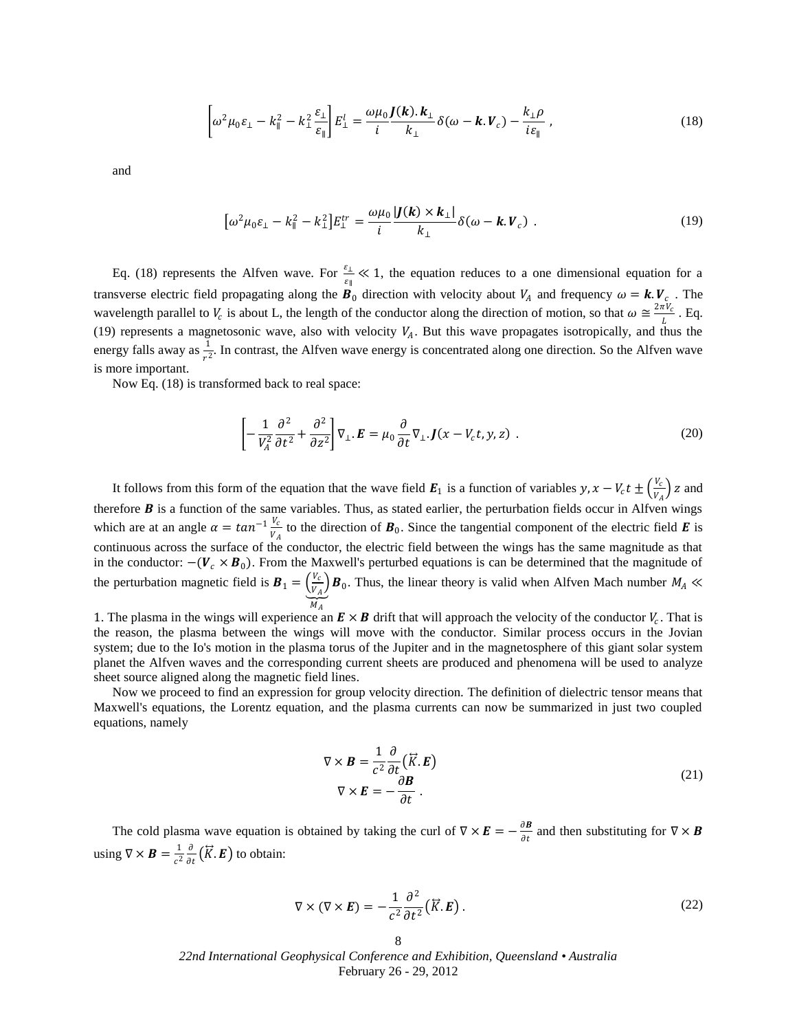$$\left[\omega^2\mu_0\varepsilon_\perp - k_\parallel^2 - k_\perp^2\frac{\varepsilon_\perp}{\varepsilon_\parallel}\right]E_\perp^l = \frac{\omega\mu_0}{i}\frac{\boldsymbol{J}(\boldsymbol{k}).\boldsymbol{k}_\perp}{k_\perp}\delta(\omega - \boldsymbol{k}.\boldsymbol{V}_c) - \frac{k_\perp\rho}{i\varepsilon_\parallel}\ , \tag{18}$$

and

$$\left[\omega^2\mu_0\varepsilon_\perp - k_\parallel^2 - k_\perp^2\right]E_\perp^{tr} = \frac{\omega\mu_0}{i}\frac{|\boldsymbol{J}(\boldsymbol{k})\times\boldsymbol{k}_\perp|}{k_\perp}\delta(\omega - \boldsymbol{k}.\boldsymbol{V}_c)\ . \tag{19}$$

Eq. (18) represents the Alfven wave. For $\frac{\varepsilon_\perp}{\varepsilon_\parallel} \ll 1$, the equation reduces to a one dimensional equation for a transverse electric field propagating along the $\boldsymbol{B}_0$ direction with velocity about $V_A$ and frequency $\omega = \boldsymbol{k}.\boldsymbol{V}_c$ . The wavelength parallel to $V_c$ is about L, the length of the conductor along the direction of motion, so that $\omega \cong \frac{2\pi V_c}{L}$ . Eq. (19) represents a magnetosonic wave, also with velocity $V_A$. But this wave propagates isotropically, and thus the energy falls away as $\frac{1}{r^2}$. In contrast, the Alfven wave energy is concentrated along one direction. So the Alfven wave is more important.

Now Eq. (18) is transformed back to real space:

$$\left[-\frac{1}{V_A^2}\frac{\partial^2}{\partial t^2} + \frac{\partial^2}{\partial z^2}\right]\nabla_\perp.\boldsymbol{E} = \mu_0\frac{\partial}{\partial t}\nabla_\perp.\boldsymbol{J}(x - V_c t, y, z)\ . \tag{20}$$

It follows from this form of the equation that the wave field $\boldsymbol{E}_1$ is a function of variables $y, x - V_c t \pm \left(\frac{V_c}{V_A}\right)z$ and therefore $\boldsymbol{B}$ is a function of the same variables. Thus, as stated earlier, the perturbation fields occur in Alfven wings which are at an angle $\alpha = tan^{-1}\frac{V_c}{V_A}$ to the direction of $\boldsymbol{B}_0$. Since the tangential component of the electric field $\boldsymbol{E}$ is continuous across the surface of the conductor, the electric field between the wings has the same magnitude as that in the conductor: $-(\boldsymbol{V}_c \times \boldsymbol{B}_0)$. From the Maxwell's perturbed equations is can be determined that the magnitude of the perturbation magnetic field is $\boldsymbol{B}_1 = \underbrace{\left(\frac{V_c}{V_A}\right)}_{M_A}\boldsymbol{B}_0$. Thus, the linear theory is valid when Alfven Mach number $M_A \ll 1$. The plasma in the wings will experience an $\boldsymbol{E}\times\boldsymbol{B}$ drift that will approach the velocity of the conductor $V_c$. That is the reason, the plasma between the wings will move with the conductor. Similar process occurs in the Jovian system; due to the Io's motion in the plasma torus of the Jupiter and in the magnetosphere of this giant solar system planet the Alfven waves and the corresponding current sheets are produced and phenomena will be used to analyze sheet source aligned along the magnetic field lines.

Now we proceed to find an expression for group velocity direction. The definition of dielectric tensor means that Maxwell's equations, the Lorentz equation, and the plasma currents can now be summarized in just two coupled equations, namely

$$\begin{gathered}\nabla\times\boldsymbol{B} = \frac{1}{c^2}\frac{\partial}{\partial t}\left(\overleftrightarrow{K}.\boldsymbol{E}\right)\\ \nabla\times\boldsymbol{E} = -\frac{\partial\boldsymbol{B}}{\partial t}\ .\end{gathered} \tag{21}$$

The cold plasma wave equation is obtained by taking the curl of $\nabla\times\boldsymbol{E} = -\frac{\partial\boldsymbol{B}}{\partial t}$ and then substituting for $\nabla\times\boldsymbol{B}$ using $\nabla\times\boldsymbol{B} = \frac{1}{c^2}\frac{\partial}{\partial t}\left(\overleftrightarrow{K}.\boldsymbol{E}\right)$ to obtain:

$$\nabla\times(\nabla\times\boldsymbol{E}) = -\frac{1}{c^2}\frac{\partial^2}{\partial t^2}\left(\overleftrightarrow{K}.\boldsymbol{E}\right). \tag{22}$$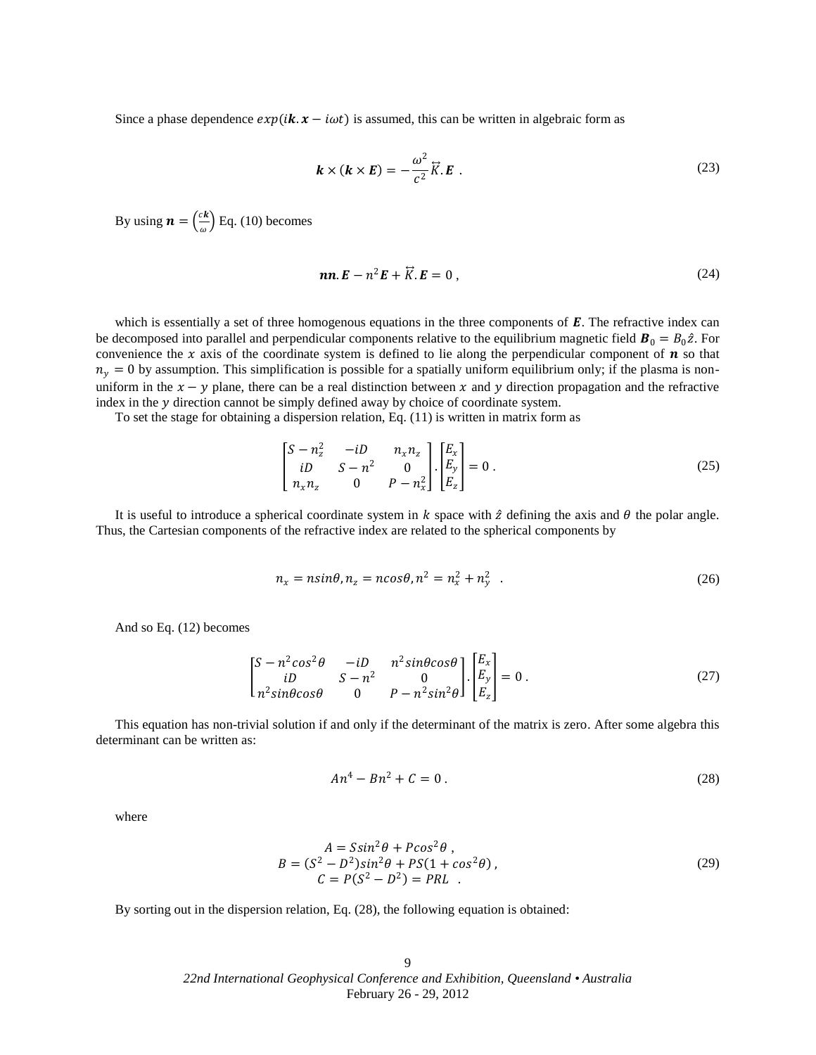Since a phase dependence $exp(i\boldsymbol{k}.\boldsymbol{x} - i\omega t)$ is assumed, this can be written in algebraic form as

$$\boldsymbol{k} \times (\boldsymbol{k} \times \boldsymbol{E}) = -\frac{\omega^2}{c^2} \overleftrightarrow{K}.\boldsymbol{E} \ . \tag{23}$$

By using $\boldsymbol{n} = \left(\frac{c\boldsymbol{k}}{\omega}\right)$ Eq. (10) becomes

$$\boldsymbol{nn}.\boldsymbol{E} - n^2\boldsymbol{E} + \overleftrightarrow{K}.\boldsymbol{E} = 0 \ , \tag{24}$$

which is essentially a set of three homogenous equations in the three components of $\boldsymbol{E}$. The refractive index can be decomposed into parallel and perpendicular components relative to the equilibrium magnetic field $\boldsymbol{B}_0 = B_0\hat{z}$. For convenience the $x$ axis of the coordinate system is defined to lie along the perpendicular component of $\boldsymbol{n}$ so that $n_y = 0$ by assumption. This simplification is possible for a spatially uniform equilibrium only; if the plasma is non-uniform in the $x - y$ plane, there can be a real distinction between $x$ and $y$ direction propagation and the refractive index in the $y$ direction cannot be simply defined away by choice of coordinate system.

To set the stage for obtaining a dispersion relation, Eq. (11) is written in matrix form as

$$\begin{bmatrix} S - n_z^2 & -iD & n_x n_z \\ iD & S - n^2 & 0 \\ n_x n_z & 0 & P - n_x^2 \end{bmatrix} . \begin{bmatrix} E_x \\ E_y \\ E_z \end{bmatrix} = 0 \ . \tag{25}$$

It is useful to introduce a spherical coordinate system in $k$ space with $\hat{z}$ defining the axis and $\theta$ the polar angle. Thus, the Cartesian components of the refractive index are related to the spherical components by

$$n_x = n sin\theta, n_z = n cos\theta, n^2 = n_x^2 + n_y^2 \ . \tag{26}$$

And so Eq. (12) becomes

$$\begin{bmatrix} S - n^2cos^2\theta & -iD & n^2 sin\theta cos\theta \\ iD & S - n^2 & 0 \\ n^2 sin\theta cos\theta & 0 & P - n^2sin^2\theta \end{bmatrix} . \begin{bmatrix} E_x \\ E_y \\ E_z \end{bmatrix} = 0 \ . \tag{27}$$

This equation has non-trivial solution if and only if the determinant of the matrix is zero. After some algebra this determinant can be written as:

$$An^4 - Bn^2 + C = 0 \ . \tag{28}$$

where

$$\begin{gathered} A = S sin^2\theta + P cos^2\theta \ , \\ B = (S^2 - D^2) sin^2\theta + PS(1 + cos^2\theta) \ , \\ C = P(S^2 - D^2) = PRL \ . \end{gathered} \tag{29}$$

By sorting out in the dispersion relation, Eq. (28), the following equation is obtained: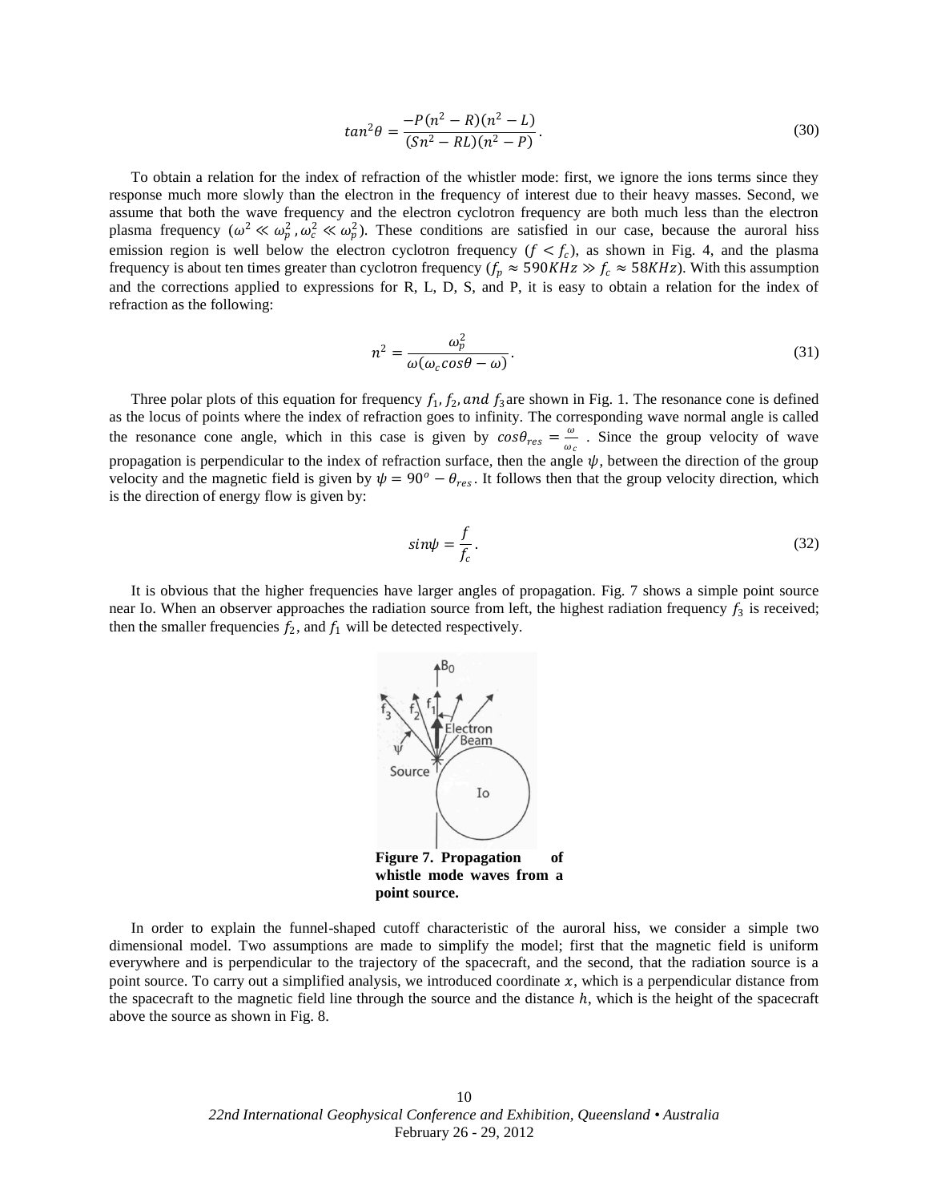$$tan^2\theta = \frac{-P(n^2 - R)(n^2 - L)}{(Sn^2 - RL)(n^2 - P)}. \tag{30}$$

To obtain a relation for the index of refraction of the whistler mode: first, we ignore the ions terms since they response much more slowly than the electron in the frequency of interest due to their heavy masses. Second, we assume that both the wave frequency and the electron cyclotron frequency are both much less than the electron plasma frequency ($\omega^2 \ll \omega_p^2$ ,$\omega_c^2 \ll \omega_p^2$). These conditions are satisfied in our case, because the auroral hiss emission region is well below the electron cyclotron frequency ($f < f_c$), as shown in Fig. 4, and the plasma frequency is about ten times greater than cyclotron frequency ($f_p \approx 590KHz \gg f_c \approx 58KHz$). With this assumption and the corrections applied to expressions for R, L, D, S, and P, it is easy to obtain a relation for the index of refraction as the following:

$$n^2 = \frac{\omega_p^2}{\omega(\omega_c cos\theta - \omega)}. \tag{31}$$

Three polar plots of this equation for frequency $f_1, f_2, and\ f_3$ are shown in Fig. 1. The resonance cone is defined as the locus of points where the index of refraction goes to infinity. The corresponding wave normal angle is called the resonance cone angle, which in this case is given by $cos\theta_{res} = \frac{\omega}{\omega_c}$ . Since the group velocity of wave propagation is perpendicular to the index of refraction surface, then the angle $\psi$, between the direction of the group velocity and the magnetic field is given by $\psi = 90^o - \theta_{res}$. It follows then that the group velocity direction, which is the direction of energy flow is given by:

$$sin\psi = \frac{f}{f_c}. \tag{32}$$

It is obvious that the higher frequencies have larger angles of propagation. Fig. 7 shows a simple point source near Io. When an observer approaches the radiation source from left, the highest radiation frequency $f_3$ is received; then the smaller frequencies $f_2$, and $f_1$ will be detected respectively.

**Figure 7. Propagation of whistle mode waves from a point source.**

In order to explain the funnel-shaped cutoff characteristic of the auroral hiss, we consider a simple two dimensional model. Two assumptions are made to simplify the model; first that the magnetic field is uniform everywhere and is perpendicular to the trajectory of the spacecraft, and the second, that the radiation source is a point source. To carry out a simplified analysis, we introduced coordinate $x$, which is a perpendicular distance from the spacecraft to the magnetic field line through the source and the distance $h$, which is the height of the spacecraft above the source as shown in Fig. 8.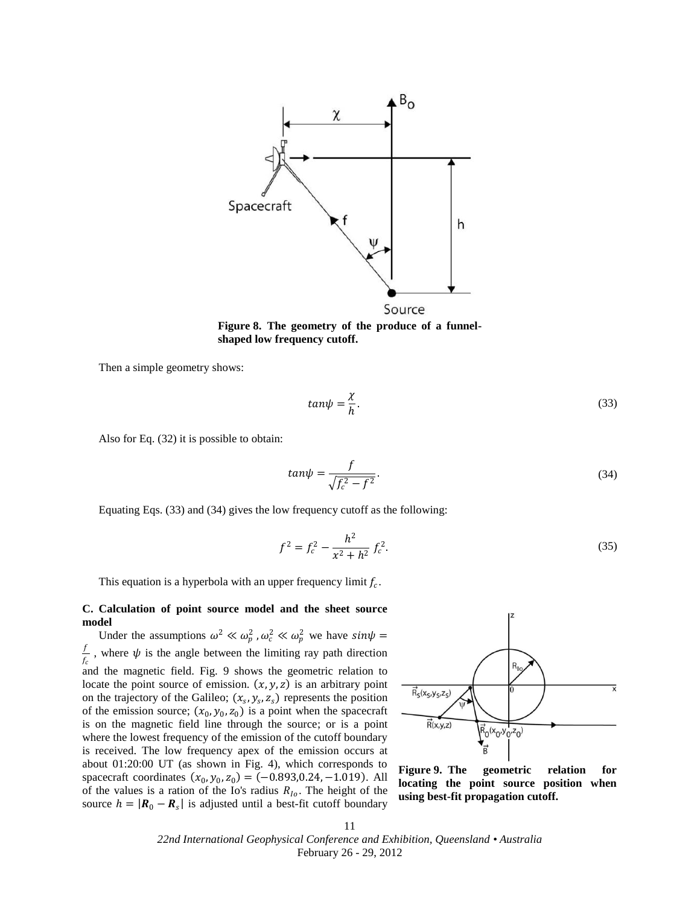**Figure 8. The geometry of the produce of a funnel-shaped low frequency cutoff.**

Then a simple geometry shows:

$$tan\psi = \frac{\chi}{h}. \tag{33}$$

Also for Eq. (32) it is possible to obtain:

$$tan\psi = \frac{f}{\sqrt{f_c^2 - f^2}}. \tag{34}$$

Equating Eqs. (33) and (34) gives the low frequency cutoff as the following:

$$f^2 = f_c^2 - \frac{h^2}{x^2 + h^2} f_c^2. \tag{35}$$

This equation is a hyperbola with an upper frequency limit $f_c$.

### C. Calculation of point source model and the sheet source model

Under the assumptions $\omega^2 \ll \omega_p^2$, $\omega_c^2 \ll \omega_p^2$ we have $sin\psi = \frac{f}{f_c}$, where $\psi$ is the angle between the limiting ray path direction and the magnetic field. Fig. 9 shows the geometric relation to locate the point source of emission. $(x, y, z)$ is an arbitrary point on the trajectory of the Galileo; $(x_s, y_s, z_s)$ represents the position of the emission source; $(x_0, y_0, z_0)$ is a point when the spacecraft is on the magnetic field line through the source; or is a point where the lowest frequency of the emission of the cutoff boundary is received. The low frequency apex of the emission occurs at about 01:20:00 UT (as shown in Fig. 4), which corresponds to spacecraft coordinates $(x_0, y_0, z_0) = (-0.893, 0.24, -1.019)$. All of the values is a ration of the Io's radius $R_{Io}$. The height of the source $h = |\boldsymbol{R}_0 - \boldsymbol{R}_s|$ is adjusted until a best-fit cutoff boundary

**Figure 9. The geometric relation for locating the point source position when using best-fit propagation cutoff.**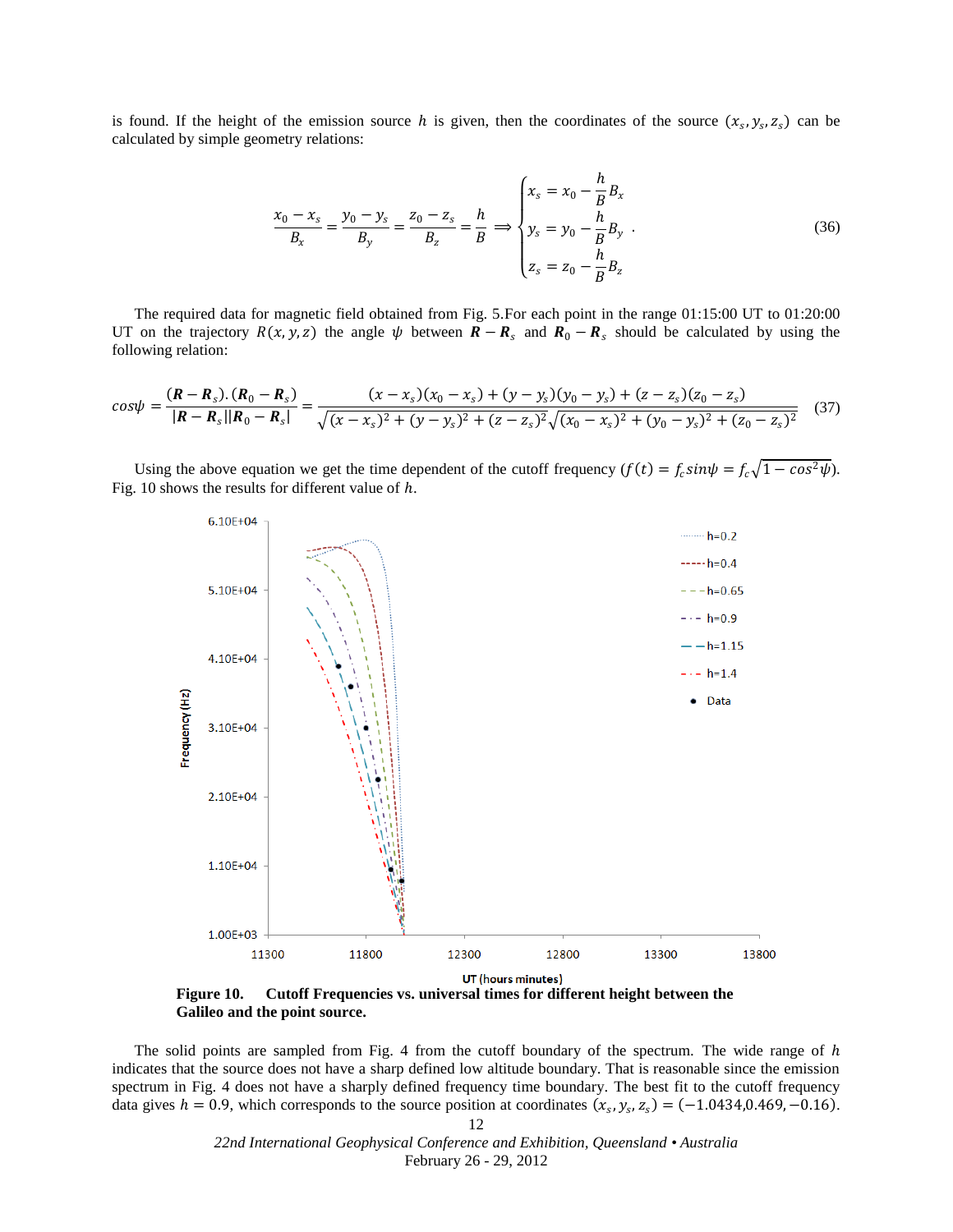is found. If the height of the emission source $h$ is given, then the coordinates of the source $(x_s, y_s, z_s)$ can be calculated by simple geometry relations:

$$\frac{x_0 - x_s}{B_x} = \frac{y_0 - y_s}{B_y} = \frac{z_0 - z_s}{B_z} = \frac{h}{B} \Rightarrow \begin{cases} x_s = x_0 - \dfrac{h}{B} B_x \\ y_s = y_0 - \dfrac{h}{B} B_y \\ z_s = z_0 - \dfrac{h}{B} B_z \end{cases} . \tag{36}$$

The required data for magnetic field obtained from Fig. 5.For each point in the range 01:15:00 UT to 01:20:00 UT on the trajectory $R(x, y, z)$ the angle $\psi$ between $\boldsymbol{R} - \boldsymbol{R}_s$ and $\boldsymbol{R}_0 - \boldsymbol{R}_s$ should be calculated by using the following relation:

$$cos\psi = \frac{(\boldsymbol{R} - \boldsymbol{R}_s).(\boldsymbol{R}_0 - \boldsymbol{R}_s)}{|\boldsymbol{R} - \boldsymbol{R}_s||\boldsymbol{R}_0 - \boldsymbol{R}_s|} = \frac{(x - x_s)(x_0 - x_s) + (y - y_s)(y_0 - y_s) + (z - z_s)(z_0 - z_s)}{\sqrt{(x - x_s)^2 + (y - y_s)^2 + (z - z_s)^2}\sqrt{(x_0 - x_s)^2 + (y_0 - y_s)^2 + (z_0 - z_s)^2}} \tag{37}$$

Using the above equation we get the time dependent of the cutoff frequency ($f(t) = f_c sin\psi = f_c\sqrt{1 - cos^2\psi}$). Fig. 10 shows the results for different value of $h$.

**Figure 10. Cutoff Frequencies vs. universal times for different height between the Galileo and the point source.**

The solid points are sampled from Fig. 4 from the cutoff boundary of the spectrum. The wide range of $h$ indicates that the source does not have a sharp defined low altitude boundary. That is reasonable since the emission spectrum in Fig. 4 does not have a sharply defined frequency time boundary. The best fit to the cutoff frequency data gives $h = 0.9$, which corresponds to the source position at coordinates $(x_s, y_s, z_s) = (-1.0434, 0.469, -0.16)$.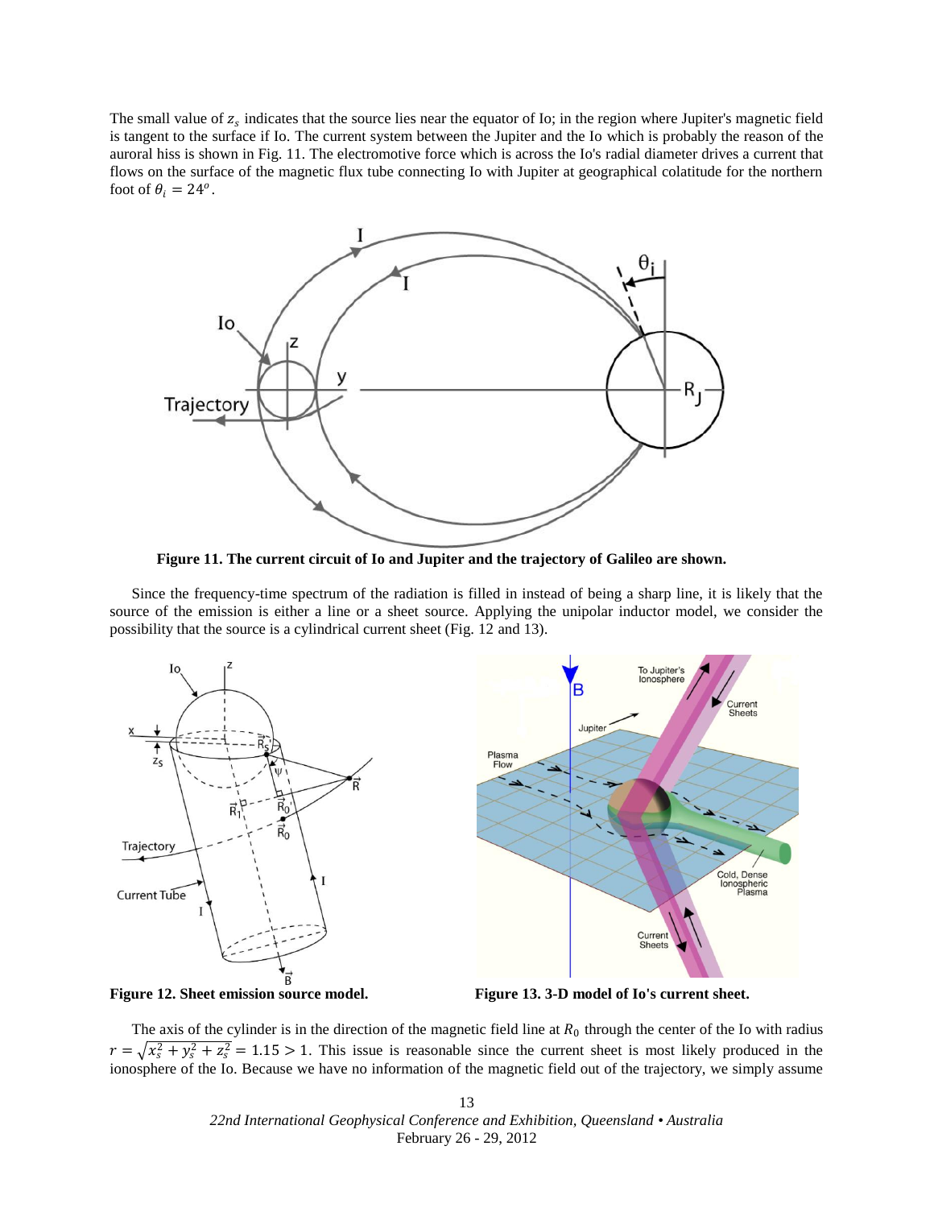The small value of $z_s$ indicates that the source lies near the equator of Io; in the region where Jupiter's magnetic field is tangent to the surface if Io. The current system between the Jupiter and the Io which is probably the reason of the auroral hiss is shown in Fig. 11. The electromotive force which is across the Io's radial diameter drives a current that flows on the surface of the magnetic flux tube connecting Io with Jupiter at geographical colatitude for the northern foot of $\theta_i = 24^o$.

**Figure 11. The current circuit of Io and Jupiter and the trajectory of Galileo are shown.**

Since the frequency-time spectrum of the radiation is filled in instead of being a sharp line, it is likely that the source of the emission is either a line or a sheet source. Applying the unipolar inductor model, we consider the possibility that the source is a cylindrical current sheet (Fig. 12 and 13).

**Figure 12. Sheet emission source model.**

**Figure 13. 3-D model of Io's current sheet.**

The axis of the cylinder is in the direction of the magnetic field line at $R_0$ through the center of the Io with radius $r = \sqrt{x_s^2 + y_s^2 + z_s^2} = 1.15 > 1$. This issue is reasonable since the current sheet is most likely produced in the ionosphere of the Io. Because we have no information of the magnetic field out of the trajectory, we simply assume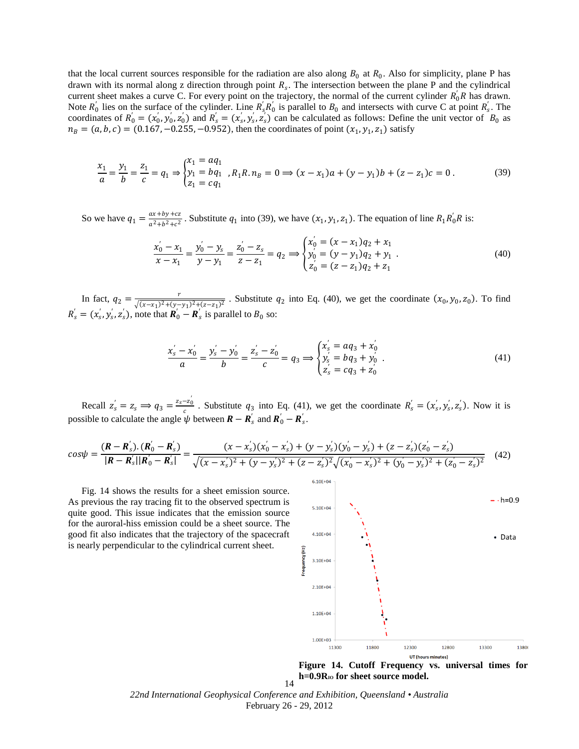that the local current sources responsible for the radiation are also along $B_0$ at $R_0$. Also for simplicity, plane P has drawn with its normal along z direction through point $R_s$. The intersection between the plane P and the cylindrical current sheet makes a curve C. For every point on the trajectory, the normal of the current cylinder $R_0^{'}R$ has drawn. Note $R_0^{'}$ lies on the surface of the cylinder. Line $R_s^{'}R_0^{'}$ is parallel to $B_0$ and intersects with curve C at point $R_s^{'}$. The coordinates of $R_0^{'} = (x_0^{'}, y_0^{'}, z_0^{'})$ and $R_s^{'} = (x_s^{'}, y_s^{'}, z_s^{'})$ can be calculated as follows: Define the unit vector of $B_0$ as $n_B = (a, b, c) = (0.167, -0.255, -0.952)$, then the coordinates of point $(x_1, y_1, z_1)$ satisfy

$$\frac{x_1}{a} = \frac{y_1}{b} = \frac{z_1}{c} = q_1 \Rightarrow \begin{cases} x_1 = aq_1 \\ y_1 = bq_1 \\ z_1 = cq_1 \end{cases}, R_1R.n_B = 0 \Rightarrow (x - x_1)a + (y - y_1)b + (z - z_1)c = 0\,. \tag{39}$$

So we have $q_1 = \frac{ax+by+cz}{a^2+b^2+c^2}$. Substitute $q_1$ into (39), we have $(x_1, y_1, z_1)$. The equation of line $R_1R_0^{'}R$ is:

$$\frac{x_0^{'} - x_1}{x - x_1} = \frac{y_0^{'} - y_s}{y - y_1} = \frac{z_0^{'} - z_s}{z - z_1} = q_2 \Rightarrow \begin{cases} x_0^{'} = (x - x_1)q_2 + x_1 \\ y_0^{'} = (y - y_1)q_2 + y_1 \\ z_0^{'} = (z - z_1)q_2 + z_1 \end{cases}. \tag{40}$$

In fact, $q_2 = \frac{r}{\sqrt{(x-x_1)^2+(y-y_1)^2+(z-z_1)^2}}$. Substitute $q_2$ into Eq. (40), we get the coordinate $(x_0, y_0, z_0)$. To find $R_s^{'} = (x_s^{'}, y_s^{'}, z_s^{'})$, note that $\boldsymbol{R}_0^{'} - \boldsymbol{R}_s^{'}$ is parallel to $B_0$ so:

$$\frac{x_s^{'} - x_0^{'}}{a} = \frac{y_s^{'} - y_0^{'}}{b} = \frac{z_s^{'} - z_0^{'}}{c} = q_3 \Rightarrow \begin{cases} x_s^{'} = aq_3 + x_0^{'} \\ y_s^{'} = bq_3 + y_0^{'} \\ z_s^{'} = cq_3 + z_0^{'} \end{cases}. \tag{41}$$

Recall $z_s^{'} = z_s \Rightarrow q_3 = \frac{z_s - z_0^{'}}{c}$. Substitute $q_3$ into Eq. (41), we get the coordinate $R_s^{'} = (x_s^{'}, y_s^{'}, z_s^{'})$. Now it is possible to calculate the angle $\psi$ between $\boldsymbol{R} - \boldsymbol{R}_s^{'}$ and $\boldsymbol{R}_0^{'} - \boldsymbol{R}_s^{'}$.

$$cos\psi = \frac{(\boldsymbol{R} - \boldsymbol{R}_s^{'}).(\boldsymbol{R}_0^{'} - \boldsymbol{R}_s^{'})}{|\boldsymbol{R} - \boldsymbol{R}_s^{'}||\boldsymbol{R}_0^{'} - \boldsymbol{R}_s^{'}|} = \frac{(x - x_s^{'})(x_0^{'} - x_s^{'}) + (y - y_s^{'})(y_0^{'} - y_s^{'}) + (z - z_s^{'})(z_0^{'} - z_s^{'})}{\sqrt{(x - x_s^{'})^2 + (y - y_s^{'})^2 + (z - z_s^{'})^2}\sqrt{(x_0^{'} - x_s^{'})^2 + (y_0^{'} - y_s^{'})^2 + (z_0^{'} - z_s^{'})^2}} \tag{42}$$

Fig. 14 shows the results for a sheet emission source. As previous the ray tracing fit to the observed spectrum is quite good. This issue indicates that the emission source for the auroral-hiss emission could be a sheet source. The good fit also indicates that the trajectory of the spacecraft is nearly perpendicular to the cylindrical current sheet.

**Figure 14. Cutoff Frequency vs. universal times for h=0.9R$_{IO}$ for sheet source model.**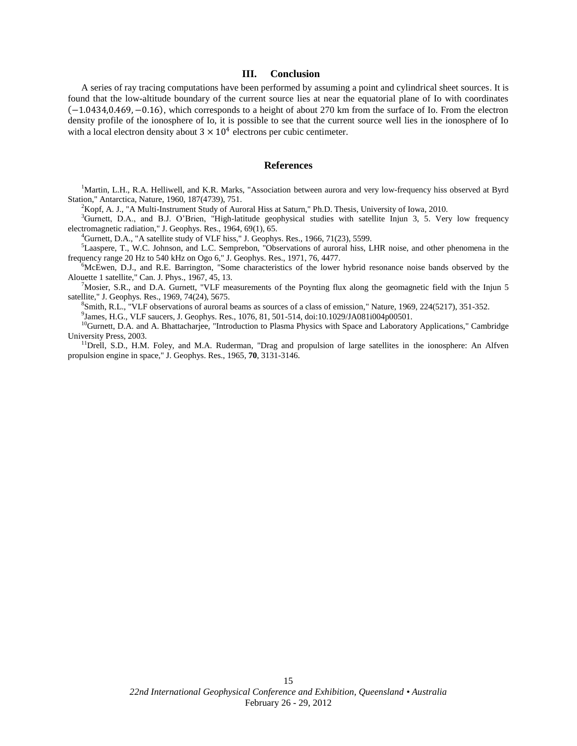## III. Conclusion

A series of ray tracing computations have been performed by assuming a point and cylindrical sheet sources. It is found that the low-altitude boundary of the current source lies at near the equatorial plane of Io with coordinates $(-1.0434, 0.469, -0.16)$, which corresponds to a height of about 270 km from the surface of Io. From the electron density profile of the ionosphere of Io, it is possible to see that the current source well lies in the ionosphere of Io with a local electron density about $3 \times 10^4$ electrons per cubic centimeter.

## References

[1] Martin, L.H., R.A. Helliwell, and K.R. Marks, "Association between aurora and very low-frequency hiss observed at Byrd Station," Antarctica, Nature, 1960, 187(4739), 751.

[2] Kopf, A. J., "A Multi-Instrument Study of Auroral Hiss at Saturn," Ph.D. Thesis, University of Iowa, 2010.

[3] Gurnett, D.A., and B.J. O'Brien, "High-latitude geophysical studies with satellite Injun 3, 5. Very low frequency electromagnetic radiation," J. Geophys. Res., 1964, 69(1), 65.

[4] Gurnett, D.A., "A satellite study of VLF hiss," J. Geophys. Res., 1966, 71(23), 5599.

[5] Laaspere, T., W.C. Johnson, and L.C. Semprebon, "Observations of auroral hiss, LHR noise, and other phenomena in the frequency range 20 Hz to 540 kHz on Ogo 6," J. Geophys. Res., 1971, 76, 4477.

[6] McEwen, D.J., and R.E. Barrington, "Some characteristics of the lower hybrid resonance noise bands observed by the Alouette 1 satellite," Can. J. Phys., 1967, 45, 13.

[7] Mosier, S.R., and D.A. Gurnett, "VLF measurements of the Poynting flux along the geomagnetic field with the Injun 5 satellite," J. Geophys. Res., 1969, 74(24), 5675.

[8] Smith, R.L., "VLF observations of auroral beams as sources of a class of emission," Nature, 1969, 224(5217), 351-352.

[9] James, H.G., VLF saucers, J. Geophys. Res., 1076, 81, 501-514, doi:10.1029/JA081i004p00501.

[10] Gurnett, D.A. and A. Bhattacharjee, "Introduction to Plasma Physics with Space and Laboratory Applications," Cambridge University Press, 2003.

[11] Drell, S.D., H.M. Foley, and M.A. Ruderman, "Drag and propulsion of large satellites in the ionosphere: An Alfven propulsion engine in space," J. Geophys. Res., 1965, **70**, 3131-3146.